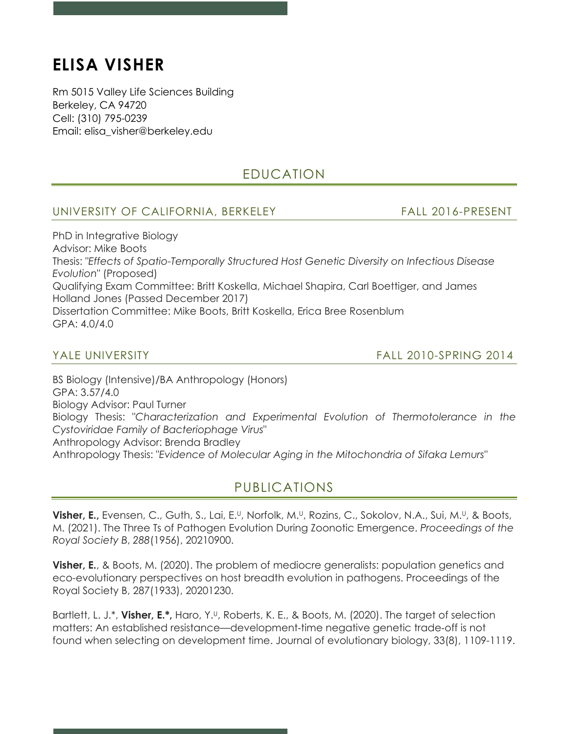# ELISA VISHER

Rm 5015 Valley Life Sciences Building
Berkeley, CA 94720
Cell: (310) 795-0239
Email: elisa_visher@berkeley.edu

## EDUCATION

### UNIVERSITY OF CALIFORNIA, BERKELEY — FALL 2016-PRESENT

PhD in Integrative Biology
Advisor: Mike Boots
Thesis: "*Effects of Spatio-Temporally Structured Host Genetic Diversity on Infectious Disease Evolution*" (Proposed)
Qualifying Exam Committee: Britt Koskella, Michael Shapira, Carl Boettiger, and James Holland Jones (Passed December 2017)
Dissertation Committee: Mike Boots, Britt Koskella, Erica Bree Rosenblum
GPA: 4.0/4.0

### YALE UNIVERSITY — FALL 2010-SPRING 2014

BS Biology (Intensive)/BA Anthropology (Honors)
GPA: 3.57/4.0
Biology Advisor: Paul Turner
Biology Thesis: "*Characterization and Experimental Evolution of Thermotolerance in the Cystoviridae Family of Bacteriophage Virus*"
Anthropology Advisor: Brenda Bradley
Anthropology Thesis: "*Evidence of Molecular Aging in the Mitochondria of Sifaka Lemurs*"

## PUBLICATIONS

**Visher, E.,** Evensen, C., Guth, S., Lai, E.[U], Norfolk, M.[U], Rozins, C., Sokolov, N.A., Sui, M.[U], & Boots, M. (2021). The Three Ts of Pathogen Evolution During Zoonotic Emergence. *Proceedings of the Royal Society B*, *288*(1956), 20210900.

**Visher, E.**, & Boots, M. (2020). The problem of mediocre generalists: population genetics and eco-evolutionary perspectives on host breadth evolution in pathogens. Proceedings of the Royal Society B, 287(1933), 20201230.

Bartlett, L. J.*, **Visher, E.*,** Haro, Y.[U], Roberts, K. E., & Boots, M. (2020). The target of selection matters: An established resistance—development-time negative genetic trade-off is not found when selecting on development time. Journal of evolutionary biology, 33(8), 1109-1119.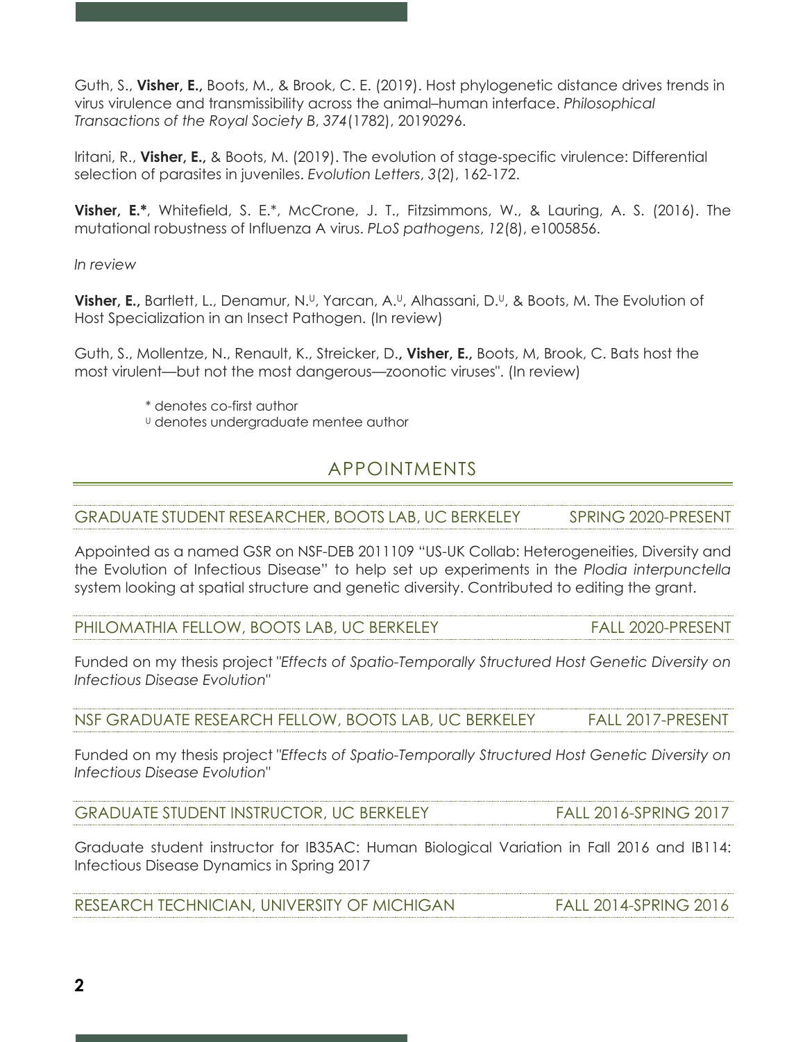Guth, S., **Visher, E.,** Boots, M., & Brook, C. E. (2019). Host phylogenetic distance drives trends in virus virulence and transmissibility across the animal–human interface. *Philosophical Transactions of the Royal Society B*, *374*(1782), 20190296.

Iritani, R., **Visher, E.,** & Boots, M. (2019). The evolution of stage-specific virulence: Differential selection of parasites in juveniles. *Evolution Letters*, *3*(2), 162-172.

**Visher, E.***, Whitefield, S. E.*, McCrone, J. T., Fitzsimmons, W., & Lauring, A. S. (2016). The mutational robustness of Influenza A virus. *PLoS pathogens*, *12*(8), e1005856.

*In review*

**Visher, E.,** Bartlett, L., Denamur, N.[U], Yarcan, A.[U], Alhassani, D.[U], & Boots, M. The Evolution of Host Specialization in an Insect Pathogen. (In review)

Guth, S., Mollentze, N., Renault, K., Streicker, D., **Visher, E.,** Boots, M, Brook, C. Bats host the most virulent—but not the most dangerous—zoonotic viruses". (In review)

\* denotes co-first author
[U] denotes undergraduate mentee author

## APPOINTMENTS

### GRADUATE STUDENT RESEARCHER, BOOTS LAB, UC BERKELEY — SPRING 2020-PRESENT

Appointed as a named GSR on NSF-DEB 2011109 "US-UK Collab: Heterogeneities, Diversity and the Evolution of Infectious Disease" to help set up experiments in the *Plodia interpunctella* system looking at spatial structure and genetic diversity. Contributed to editing the grant.

### PHILOMATHIA FELLOW, BOOTS LAB, UC BERKELEY — FALL 2020-PRESENT

Funded on my thesis project "*Effects of Spatio-Temporally Structured Host Genetic Diversity on Infectious Disease Evolution*"

### NSF GRADUATE RESEARCH FELLOW, BOOTS LAB, UC BERKELEY — FALL 2017-PRESENT

Funded on my thesis project "*Effects of Spatio-Temporally Structured Host Genetic Diversity on Infectious Disease Evolution*"

### GRADUATE STUDENT INSTRUCTOR, UC BERKELEY — FALL 2016-SPRING 2017

Graduate student instructor for IB35AC: Human Biological Variation in Fall 2016 and IB114: Infectious Disease Dynamics in Spring 2017

### RESEARCH TECHNICIAN, UNIVERSITY OF MICHIGAN — FALL 2014-SPRING 2016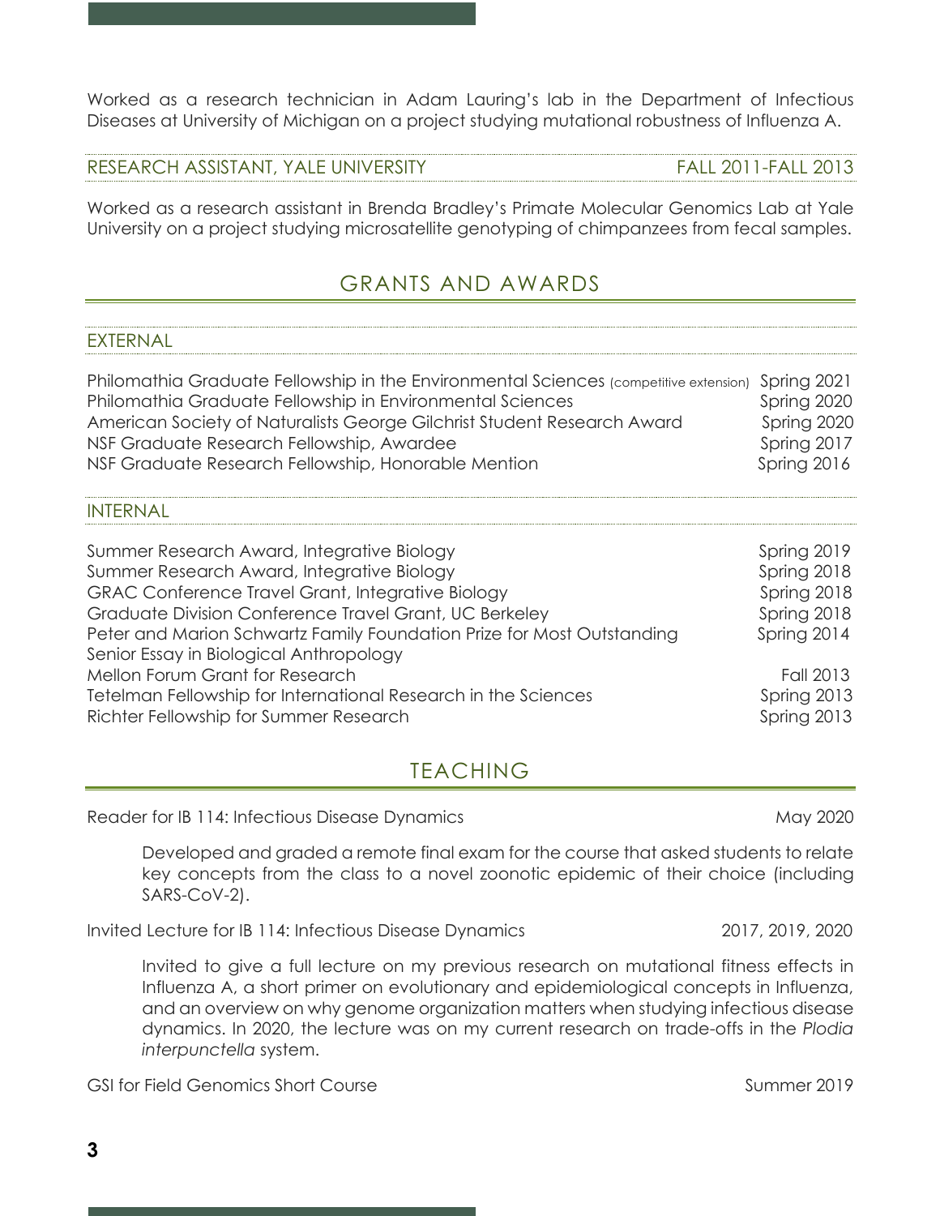Worked as a research technician in Adam Lauring's lab in the Department of Infectious Diseases at University of Michigan on a project studying mutational robustness of Influenza A.

### RESEARCH ASSISTANT, YALE UNIVERSITY — FALL 2011-FALL 2013

Worked as a research assistant in Brenda Bradley's Primate Molecular Genomics Lab at Yale University on a project studying microsatellite genotyping of chimpanzees from fecal samples.

## GRANTS AND AWARDS

### EXTERNAL

| Award | Date |
| --- | --- |
| Philomathia Graduate Fellowship in the Environmental Sciences (competitive extension) | Spring 2021 |
| Philomathia Graduate Fellowship in Environmental Sciences | Spring 2020 |
| American Society of Naturalists George Gilchrist Student Research Award | Spring 2020 |
| NSF Graduate Research Fellowship, Awardee | Spring 2017 |
| NSF Graduate Research Fellowship, Honorable Mention | Spring 2016 |

### INTERNAL

| Award | Date |
| --- | --- |
| Summer Research Award, Integrative Biology | Spring 2019 |
| Summer Research Award, Integrative Biology | Spring 2018 |
| GRAC Conference Travel Grant, Integrative Biology | Spring 2018 |
| Graduate Division Conference Travel Grant, UC Berkeley | Spring 2018 |
| Peter and Marion Schwartz Family Foundation Prize for Most Outstanding Senior Essay in Biological Anthropology | Spring 2014 |
| Mellon Forum Grant for Research | Fall 2013 |
| Tetelman Fellowship for International Research in the Sciences | Spring 2013 |
| Richter Fellowship for Summer Research | Spring 2013 |

## TEACHING

Reader for IB 114: Infectious Disease Dynamics — May 2020

> Developed and graded a remote final exam for the course that asked students to relate key concepts from the class to a novel zoonotic epidemic of their choice (including SARS-CoV-2).

Invited Lecture for IB 114: Infectious Disease Dynamics — 2017, 2019, 2020

> Invited to give a full lecture on my previous research on mutational fitness effects in Influenza A, a short primer on evolutionary and epidemiological concepts in Influenza, and an overview on why genome organization matters when studying infectious disease dynamics. In 2020, the lecture was on my current research on trade-offs in the *Plodia interpunctella* system.

GSI for Field Genomics Short Course — Summer 2019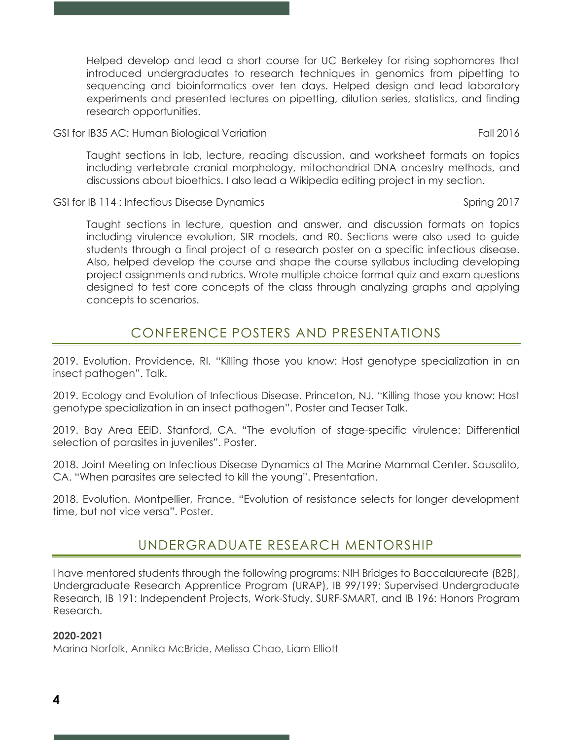Helped develop and lead a short course for UC Berkeley for rising sophomores that introduced undergraduates to research techniques in genomics from pipetting to sequencing and bioinformatics over ten days. Helped design and lead laboratory experiments and presented lectures on pipetting, dilution series, statistics, and finding research opportunities.

GSI for IB35 AC: Human Biological Variation — Fall 2016

Taught sections in lab, lecture, reading discussion, and worksheet formats on topics including vertebrate cranial morphology, mitochondrial DNA ancestry methods, and discussions about bioethics. I also lead a Wikipedia editing project in my section.

GSI for IB 114 : Infectious Disease Dynamics — Spring 2017

Taught sections in lecture, question and answer, and discussion formats on topics including virulence evolution, SIR models, and R0. Sections were also used to guide students through a final project of a research poster on a specific infectious disease. Also, helped develop the course and shape the course syllabus including developing project assignments and rubrics. Wrote multiple choice format quiz and exam questions designed to test core concepts of the class through analyzing graphs and applying concepts to scenarios.

## CONFERENCE POSTERS AND PRESENTATIONS

2019. Evolution. Providence, RI. "Killing those you know: Host genotype specialization in an insect pathogen". Talk.

2019. Ecology and Evolution of Infectious Disease. Princeton, NJ. "Killing those you know: Host genotype specialization in an insect pathogen". Poster and Teaser Talk.

2019. Bay Area EEID. Stanford, CA. "The evolution of stage-specific virulence: Differential selection of parasites in juveniles". Poster.

2018. Joint Meeting on Infectious Disease Dynamics at The Marine Mammal Center. Sausalito, CA. "When parasites are selected to kill the young". Presentation.

2018. Evolution. Montpellier, France. "Evolution of resistance selects for longer development time, but not vice versa". Poster.

## UNDERGRADUATE RESEARCH MENTORSHIP

I have mentored students through the following programs: NIH Bridges to Baccalaureate (B2B), Undergraduate Research Apprentice Program (URAP), IB 99/199: Supervised Undergraduate Research, IB 191: Independent Projects, Work-Study, SURF-SMART, and IB 196: Honors Program Research.

**2020-2021**
Marina Norfolk, Annika McBride, Melissa Chao, Liam Elliott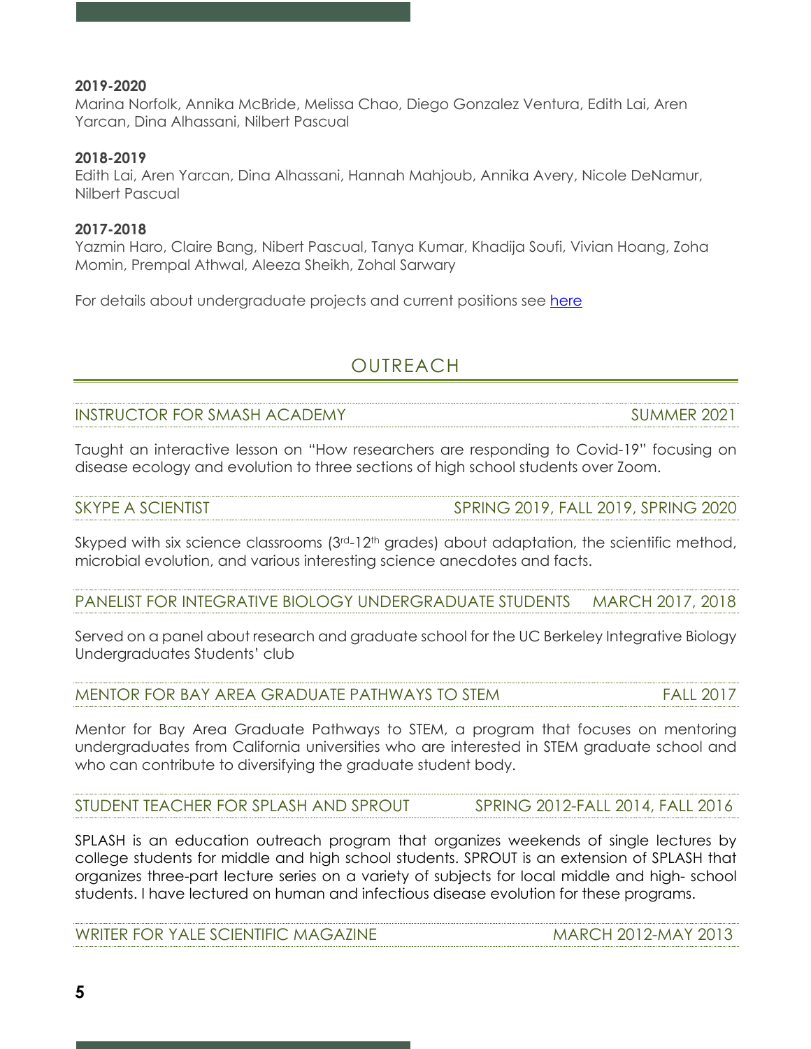**2019-2020**

Marina Norfolk, Annika McBride, Melissa Chao, Diego Gonzalez Ventura, Edith Lai, Aren Yarcan, Dina Alhassani, Nilbert Pascual

**2018-2019**

Edith Lai, Aren Yarcan, Dina Alhassani, Hannah Mahjoub, Annika Avery, Nicole DeNamur, Nilbert Pascual

**2017-2018**

Yazmin Haro, Claire Bang, Nibert Pascual, Tanya Kumar, Khadija Soufi, Vivian Hoang, Zoha Momin, Prempal Athwal, Aleeza Sheikh, Zohal Sarwary

For details about undergraduate projects and current positions see here

## OUTREACH

### INSTRUCTOR FOR SMASH ACADEMY — SUMMER 2021

Taught an interactive lesson on "How researchers are responding to Covid-19" focusing on disease ecology and evolution to three sections of high school students over Zoom.

### SKYPE A SCIENTIST — SPRING 2019, FALL 2019, SPRING 2020

Skyped with six science classrooms (3rd-12th grades) about adaptation, the scientific method, microbial evolution, and various interesting science anecdotes and facts.

### PANELIST FOR INTEGRATIVE BIOLOGY UNDERGRADUATE STUDENTS — MARCH 2017, 2018

Served on a panel about research and graduate school for the UC Berkeley Integrative Biology Undergraduates Students' club

### MENTOR FOR BAY AREA GRADUATE PATHWAYS TO STEM — FALL 2017

Mentor for Bay Area Graduate Pathways to STEM, a program that focuses on mentoring undergraduates from California universities who are interested in STEM graduate school and who can contribute to diversifying the graduate student body.

### STUDENT TEACHER FOR SPLASH AND SPROUT — SPRING 2012-FALL 2014, FALL 2016

SPLASH is an education outreach program that organizes weekends of single lectures by college students for middle and high school students. SPROUT is an extension of SPLASH that organizes three-part lecture series on a variety of subjects for local middle and high- school students. I have lectured on human and infectious disease evolution for these programs.

### WRITER FOR YALE SCIENTIFIC MAGAZINE — MARCH 2012-MAY 2013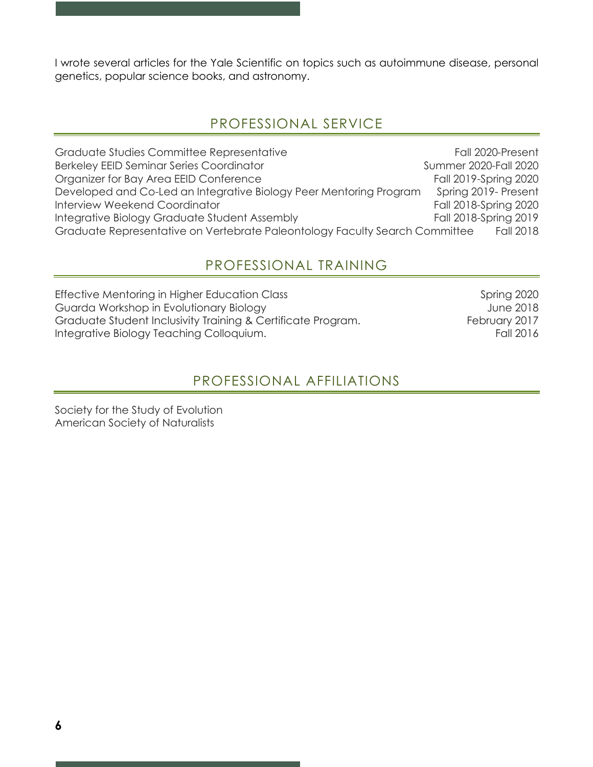I wrote several articles for the Yale Scientific on topics such as autoimmune disease, personal genetics, popular science books, and astronomy.

## PROFESSIONAL SERVICE

| | |
|---|---|
| Graduate Studies Committee Representative | Fall 2020-Present |
| Berkeley EEID Seminar Series Coordinator | Summer 2020-Fall 2020 |
| Organizer for Bay Area EEID Conference | Fall 2019-Spring 2020 |
| Developed and Co-Led an Integrative Biology Peer Mentoring Program | Spring 2019- Present |
| Interview Weekend Coordinator | Fall 2018-Spring 2020 |
| Integrative Biology Graduate Student Assembly | Fall 2018-Spring 2019 |
| Graduate Representative on Vertebrate Paleontology Faculty Search Committee | Fall 2018 |

## PROFESSIONAL TRAINING

| | |
|---|---|
| Effective Mentoring in Higher Education Class | Spring 2020 |
| Guarda Workshop in Evolutionary Biology | June 2018 |
| Graduate Student Inclusivity Training & Certificate Program. | February 2017 |
| Integrative Biology Teaching Colloquium. | Fall 2016 |

## PROFESSIONAL AFFILIATIONS

Society for the Study of Evolution
American Society of Naturalists